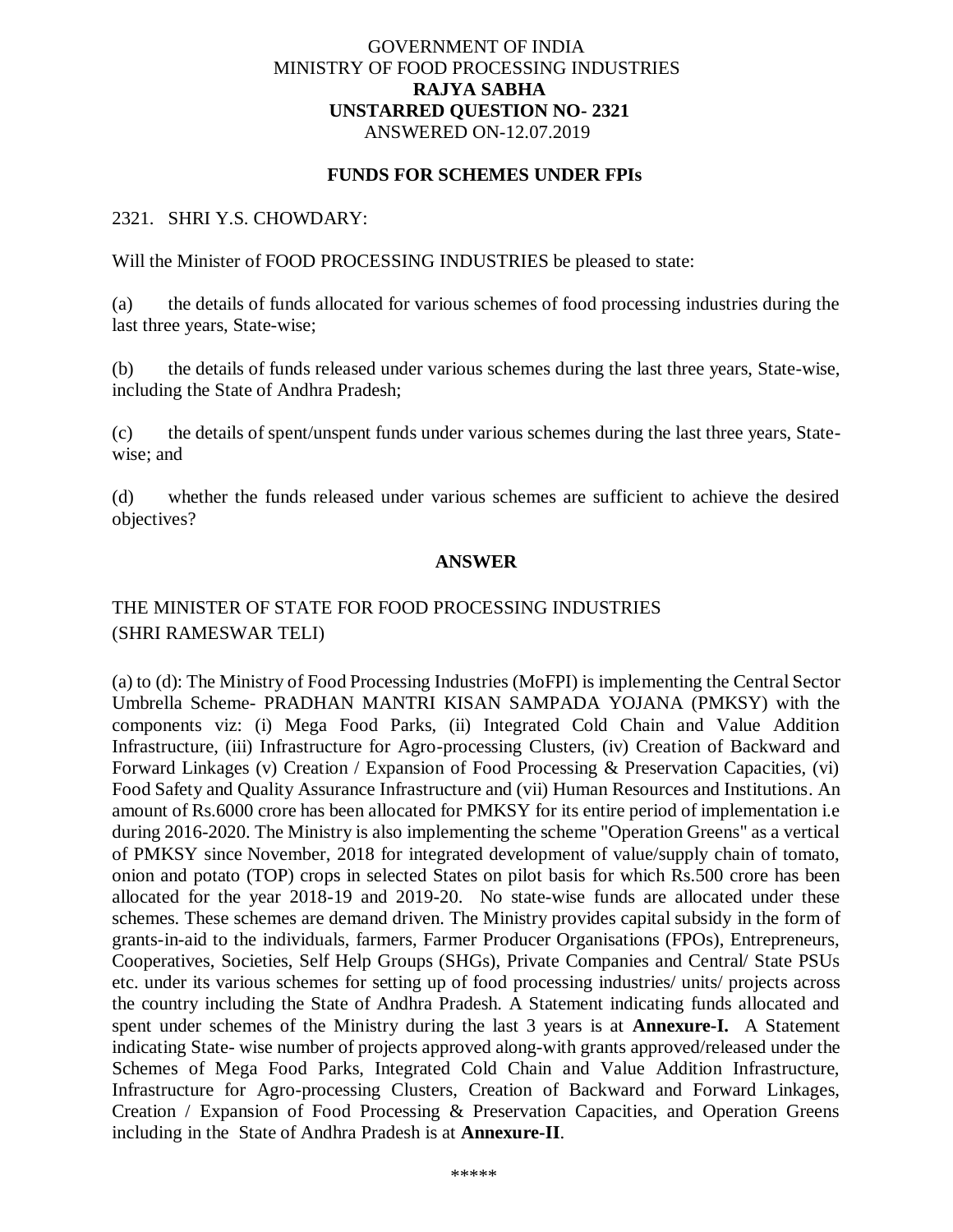GOVERNMENT OF INDIA
MINISTRY OF FOOD PROCESSING INDUSTRIES
**RAJYA SABHA**
**UNSTARRED QUESTION NO- 2321**
ANSWERED ON-12.07.2019

**FUNDS FOR SCHEMES UNDER FPIs**

2321. SHRI Y.S. CHOWDARY:

Will the Minister of FOOD PROCESSING INDUSTRIES be pleased to state:

(a) the details of funds allocated for various schemes of food processing industries during the last three years, State-wise;

(b) the details of funds released under various schemes during the last three years, State-wise, including the State of Andhra Pradesh;

(c) the details of spent/unspent funds under various schemes during the last three years, State-wise; and

(d) whether the funds released under various schemes are sufficient to achieve the desired objectives?

**ANSWER**

THE MINISTER OF STATE FOR FOOD PROCESSING INDUSTRIES
(SHRI RAMESWAR TELI)

(a) to (d): The Ministry of Food Processing Industries (MoFPI) is implementing the Central Sector Umbrella Scheme- PRADHAN MANTRI KISAN SAMPADA YOJANA (PMKSY) with the components viz: (i) Mega Food Parks, (ii) Integrated Cold Chain and Value Addition Infrastructure, (iii) Infrastructure for Agro-processing Clusters, (iv) Creation of Backward and Forward Linkages (v) Creation / Expansion of Food Processing & Preservation Capacities, (vi) Food Safety and Quality Assurance Infrastructure and (vii) Human Resources and Institutions. An amount of Rs.6000 crore has been allocated for PMKSY for its entire period of implementation i.e during 2016-2020. The Ministry is also implementing the scheme "Operation Greens" as a vertical of PMKSY since November, 2018 for integrated development of value/supply chain of tomato, onion and potato (TOP) crops in selected States on pilot basis for which Rs.500 crore has been allocated for the year 2018-19 and 2019-20. No state-wise funds are allocated under these schemes. These schemes are demand driven. The Ministry provides capital subsidy in the form of grants-in-aid to the individuals, farmers, Farmer Producer Organisations (FPOs), Entrepreneurs, Cooperatives, Societies, Self Help Groups (SHGs), Private Companies and Central/ State PSUs etc. under its various schemes for setting up of food processing industries/ units/ projects across the country including the State of Andhra Pradesh. A Statement indicating funds allocated and spent under schemes of the Ministry during the last 3 years is at **Annexure-I.** A Statement indicating State- wise number of projects approved along-with grants approved/released under the Schemes of Mega Food Parks, Integrated Cold Chain and Value Addition Infrastructure, Infrastructure for Agro-processing Clusters, Creation of Backward and Forward Linkages, Creation / Expansion of Food Processing & Preservation Capacities, and Operation Greens including in the State of Andhra Pradesh is at **Annexure-II**.

*****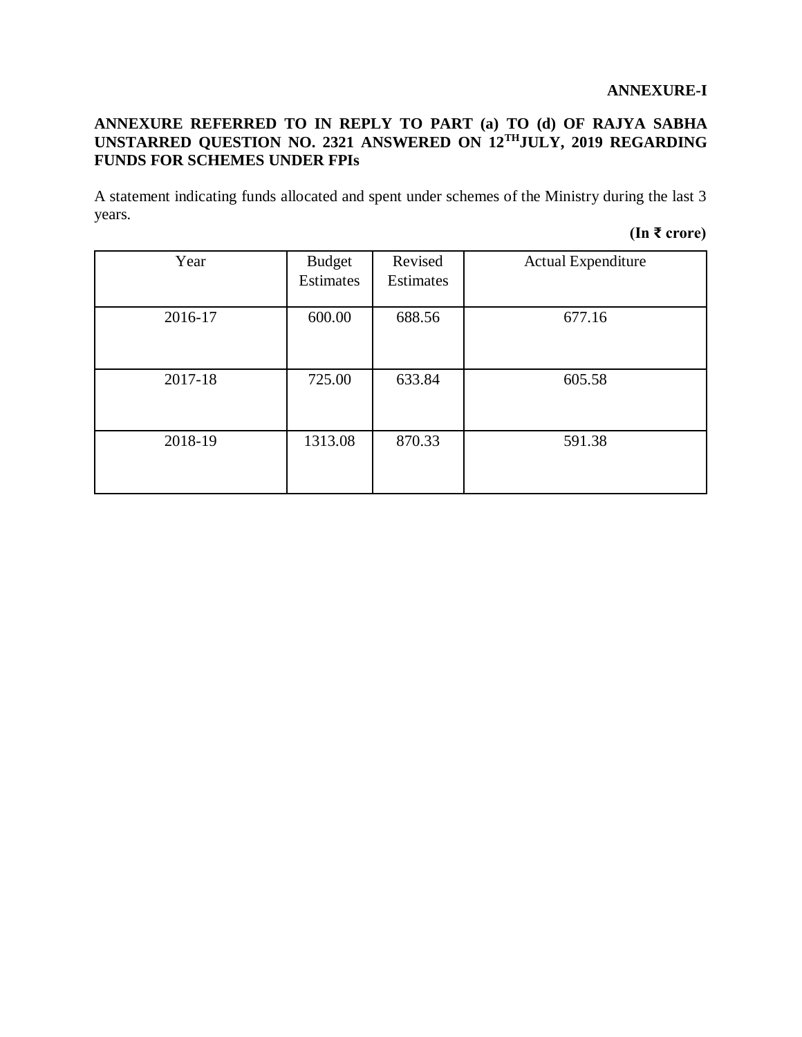**ANNEXURE-I**

**ANNEXURE REFERRED TO IN REPLY TO PART (a) TO (d) OF RAJYA SABHA UNSTARRED QUESTION NO. 2321 ANSWERED ON 12TH JULY, 2019 REGARDING FUNDS FOR SCHEMES UNDER FPIs**

A statement indicating funds allocated and spent under schemes of the Ministry during the last 3 years.

**(In ₹ crore)**

| Year | Budget Estimates | Revised Estimates | Actual Expenditure |
|---|---|---|---|
| 2016-17 | 600.00 | 688.56 | 677.16 |
| 2017-18 | 725.00 | 633.84 | 605.58 |
| 2018-19 | 1313.08 | 870.33 | 591.38 |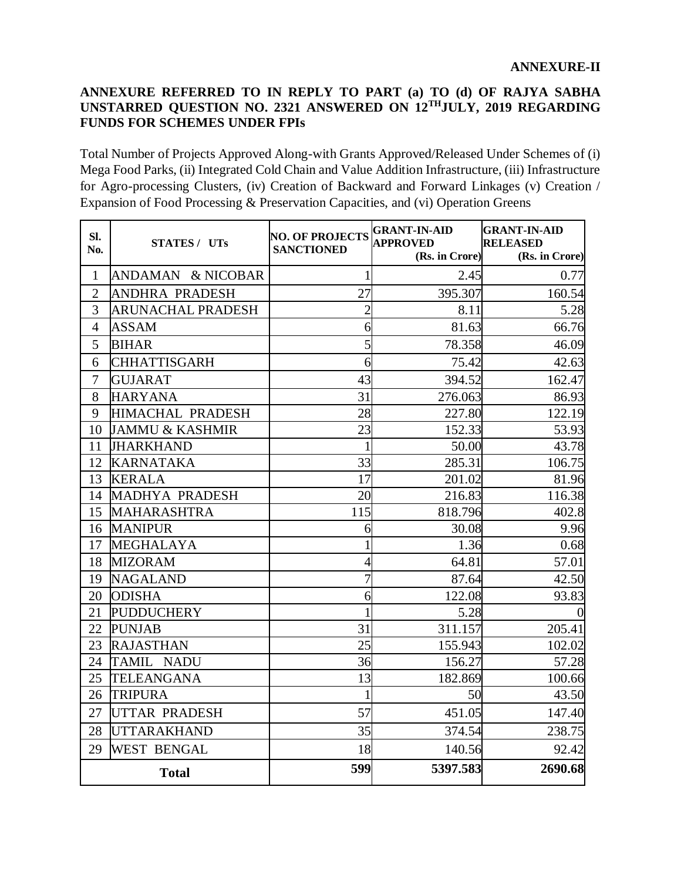**ANNEXURE-II**

**ANNEXURE REFERRED TO IN REPLY TO PART (a) TO (d) OF RAJYA SABHA UNSTARRED QUESTION NO. 2321 ANSWERED ON 12[TH] JULY, 2019 REGARDING FUNDS FOR SCHEMES UNDER FPIs**

Total Number of Projects Approved Along-with Grants Approved/Released Under Schemes of (i) Mega Food Parks, (ii) Integrated Cold Chain and Value Addition Infrastructure, (iii) Infrastructure for Agro-processing Clusters, (iv) Creation of Backward and Forward Linkages (v) Creation / Expansion of Food Processing & Preservation Capacities, and (vi) Operation Greens

| Sl. No. | STATES / UTs | NO. OF PROJECTS SANCTIONED | GRANT-IN-AID APPROVED (Rs. in Crore) | GRANT-IN-AID RELEASED (Rs. in Crore) |
|---|---|---|---|---|
| 1 | ANDAMAN & NICOBAR | 1 | 2.45 | 0.77 |
| 2 | ANDHRA PRADESH | 27 | 395.307 | 160.54 |
| 3 | ARUNACHAL PRADESH | 2 | 8.11 | 5.28 |
| 4 | ASSAM | 6 | 81.63 | 66.76 |
| 5 | BIHAR | 5 | 78.358 | 46.09 |
| 6 | CHHATTISGARH | 6 | 75.42 | 42.63 |
| 7 | GUJARAT | 43 | 394.52 | 162.47 |
| 8 | HARYANA | 31 | 276.063 | 86.93 |
| 9 | HIMACHAL PRADESH | 28 | 227.80 | 122.19 |
| 10 | JAMMU & KASHMIR | 23 | 152.33 | 53.93 |
| 11 | JHARKHAND | 1 | 50.00 | 43.78 |
| 12 | KARNATAKA | 33 | 285.31 | 106.75 |
| 13 | KERALA | 17 | 201.02 | 81.96 |
| 14 | MADHYA PRADESH | 20 | 216.83 | 116.38 |
| 15 | MAHARASHTRA | 115 | 818.796 | 402.8 |
| 16 | MANIPUR | 6 | 30.08 | 9.96 |
| 17 | MEGHALAYA | 1 | 1.36 | 0.68 |
| 18 | MIZORAM | 4 | 64.81 | 57.01 |
| 19 | NAGALAND | 7 | 87.64 | 42.50 |
| 20 | ODISHA | 6 | 122.08 | 93.83 |
| 21 | PUDDUCHERY | 1 | 5.28 | 0 |
| 22 | PUNJAB | 31 | 311.157 | 205.41 |
| 23 | RAJASTHAN | 25 | 155.943 | 102.02 |
| 24 | TAMIL NADU | 36 | 156.27 | 57.28 |
| 25 | TELEANGANA | 13 | 182.869 | 100.66 |
| 26 | TRIPURA | 1 | 50 | 43.50 |
| 27 | UTTAR PRADESH | 57 | 451.05 | 147.40 |
| 28 | UTTARAKHAND | 35 | 374.54 | 238.75 |
| 29 | WEST BENGAL | 18 | 140.56 | 92.42 |
| **Total** | | **599** | **5397.583** | **2690.68** |